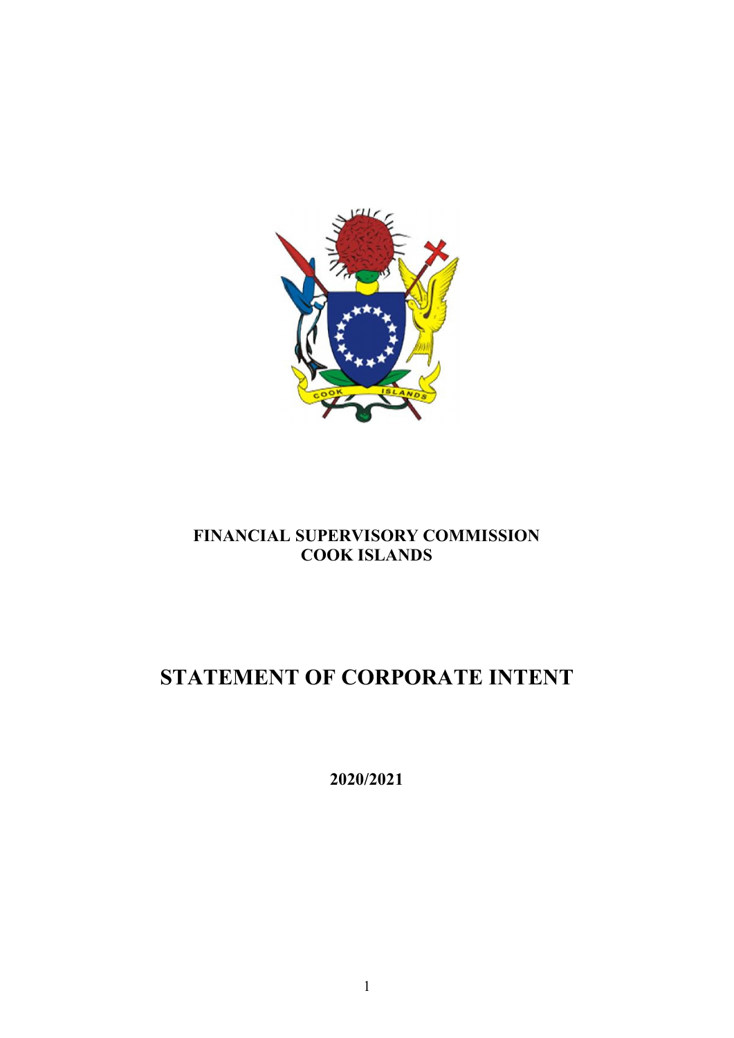**FINANCIAL SUPERVISORY COMMISSION**
**COOK ISLANDS**

# STATEMENT OF CORPORATE INTENT

**2020/2021**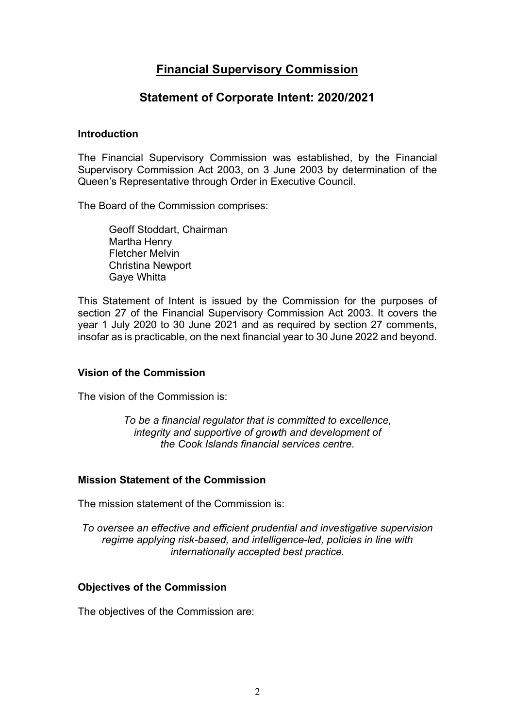# Financial Supervisory Commission

## Statement of Corporate Intent: 2020/2021

### Introduction

The Financial Supervisory Commission was established, by the Financial Supervisory Commission Act 2003, on 3 June 2003 by determination of the Queen's Representative through Order in Executive Council.

The Board of the Commission comprises:

Geoff Stoddart, Chairman
Martha Henry
Fletcher Melvin
Christina Newport
Gaye Whitta

This Statement of Intent is issued by the Commission for the purposes of section 27 of the Financial Supervisory Commission Act 2003. It covers the year 1 July 2020 to 30 June 2021 and as required by section 27 comments, insofar as is practicable, on the next financial year to 30 June 2022 and beyond.

### Vision of the Commission

The vision of the Commission is:

*To be a financial regulator that is committed to excellence, integrity and supportive of growth and development of the Cook Islands financial services centre.*

### Mission Statement of the Commission

The mission statement of the Commission is:

*To oversee an effective and efficient prudential and investigative supervision regime applying risk-based, and intelligence-led, policies in line with internationally accepted best practice.*

### Objectives of the Commission

The objectives of the Commission are: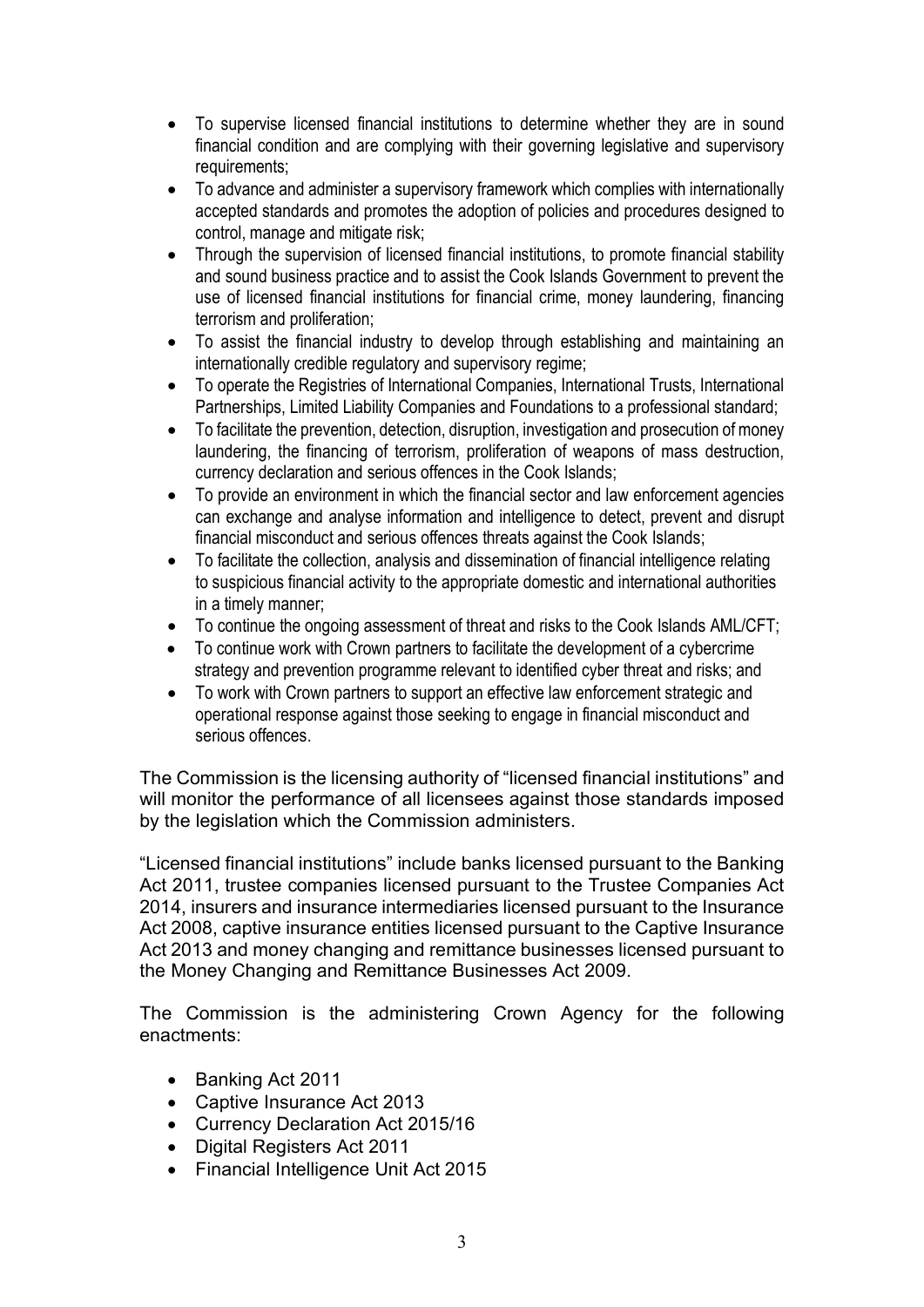- To supervise licensed financial institutions to determine whether they are in sound financial condition and are complying with their governing legislative and supervisory requirements;
- To advance and administer a supervisory framework which complies with internationally accepted standards and promotes the adoption of policies and procedures designed to control, manage and mitigate risk;
- Through the supervision of licensed financial institutions, to promote financial stability and sound business practice and to assist the Cook Islands Government to prevent the use of licensed financial institutions for financial crime, money laundering, financing terrorism and proliferation;
- To assist the financial industry to develop through establishing and maintaining an internationally credible regulatory and supervisory regime;
- To operate the Registries of International Companies, International Trusts, International Partnerships, Limited Liability Companies and Foundations to a professional standard;
- To facilitate the prevention, detection, disruption, investigation and prosecution of money laundering, the financing of terrorism, proliferation of weapons of mass destruction, currency declaration and serious offences in the Cook Islands;
- To provide an environment in which the financial sector and law enforcement agencies can exchange and analyse information and intelligence to detect, prevent and disrupt financial misconduct and serious offences threats against the Cook Islands;
- To facilitate the collection, analysis and dissemination of financial intelligence relating to suspicious financial activity to the appropriate domestic and international authorities in a timely manner;
- To continue the ongoing assessment of threat and risks to the Cook Islands AML/CFT;
- To continue work with Crown partners to facilitate the development of a cybercrime strategy and prevention programme relevant to identified cyber threat and risks; and
- To work with Crown partners to support an effective law enforcement strategic and operational response against those seeking to engage in financial misconduct and serious offences.

The Commission is the licensing authority of "licensed financial institutions" and will monitor the performance of all licensees against those standards imposed by the legislation which the Commission administers.

"Licensed financial institutions" include banks licensed pursuant to the Banking Act 2011, trustee companies licensed pursuant to the Trustee Companies Act 2014, insurers and insurance intermediaries licensed pursuant to the Insurance Act 2008, captive insurance entities licensed pursuant to the Captive Insurance Act 2013 and money changing and remittance businesses licensed pursuant to the Money Changing and Remittance Businesses Act 2009.

The Commission is the administering Crown Agency for the following enactments:

- Banking Act 2011
- Captive Insurance Act 2013
- Currency Declaration Act 2015/16
- Digital Registers Act 2011
- Financial Intelligence Unit Act 2015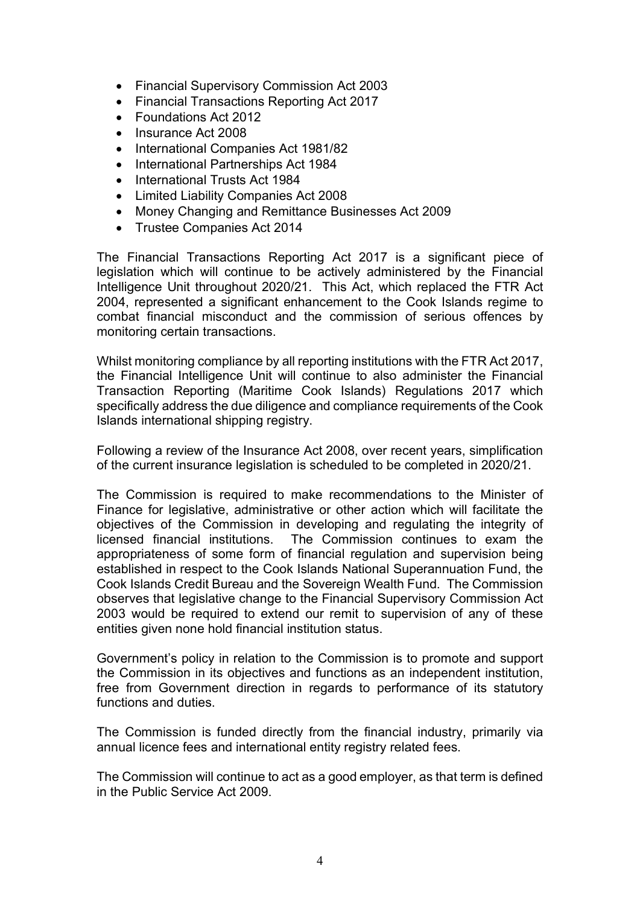- Financial Supervisory Commission Act 2003
- Financial Transactions Reporting Act 2017
- Foundations Act 2012
- Insurance Act 2008
- International Companies Act 1981/82
- International Partnerships Act 1984
- International Trusts Act 1984
- Limited Liability Companies Act 2008
- Money Changing and Remittance Businesses Act 2009
- Trustee Companies Act 2014

The Financial Transactions Reporting Act 2017 is a significant piece of legislation which will continue to be actively administered by the Financial Intelligence Unit throughout 2020/21. This Act, which replaced the FTR Act 2004, represented a significant enhancement to the Cook Islands regime to combat financial misconduct and the commission of serious offences by monitoring certain transactions.

Whilst monitoring compliance by all reporting institutions with the FTR Act 2017, the Financial Intelligence Unit will continue to also administer the Financial Transaction Reporting (Maritime Cook Islands) Regulations 2017 which specifically address the due diligence and compliance requirements of the Cook Islands international shipping registry.

Following a review of the Insurance Act 2008, over recent years, simplification of the current insurance legislation is scheduled to be completed in 2020/21.

The Commission is required to make recommendations to the Minister of Finance for legislative, administrative or other action which will facilitate the objectives of the Commission in developing and regulating the integrity of licensed financial institutions. The Commission continues to exam the appropriateness of some form of financial regulation and supervision being established in respect to the Cook Islands National Superannuation Fund, the Cook Islands Credit Bureau and the Sovereign Wealth Fund. The Commission observes that legislative change to the Financial Supervisory Commission Act 2003 would be required to extend our remit to supervision of any of these entities given none hold financial institution status.

Government's policy in relation to the Commission is to promote and support the Commission in its objectives and functions as an independent institution, free from Government direction in regards to performance of its statutory functions and duties.

The Commission is funded directly from the financial industry, primarily via annual licence fees and international entity registry related fees.

The Commission will continue to act as a good employer, as that term is defined in the Public Service Act 2009.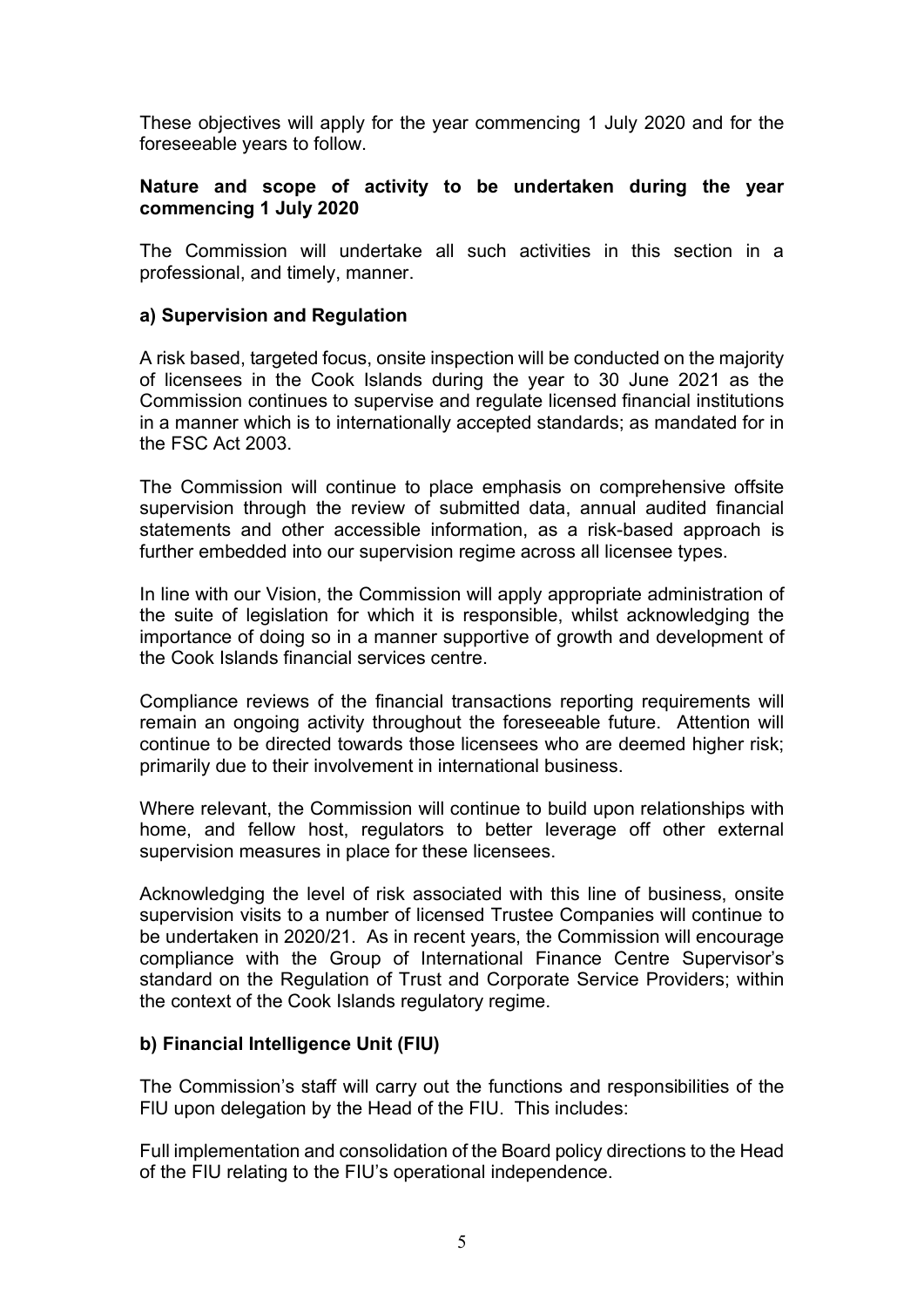These objectives will apply for the year commencing 1 July 2020 and for the foreseeable years to follow.

**Nature and scope of activity to be undertaken during the year commencing 1 July 2020**

The Commission will undertake all such activities in this section in a professional, and timely, manner.

**a) Supervision and Regulation**

A risk based, targeted focus, onsite inspection will be conducted on the majority of licensees in the Cook Islands during the year to 30 June 2021 as the Commission continues to supervise and regulate licensed financial institutions in a manner which is to internationally accepted standards; as mandated for in the FSC Act 2003.

The Commission will continue to place emphasis on comprehensive offsite supervision through the review of submitted data, annual audited financial statements and other accessible information, as a risk-based approach is further embedded into our supervision regime across all licensee types.

In line with our Vision, the Commission will apply appropriate administration of the suite of legislation for which it is responsible, whilst acknowledging the importance of doing so in a manner supportive of growth and development of the Cook Islands financial services centre.

Compliance reviews of the financial transactions reporting requirements will remain an ongoing activity throughout the foreseeable future. Attention will continue to be directed towards those licensees who are deemed higher risk; primarily due to their involvement in international business.

Where relevant, the Commission will continue to build upon relationships with home, and fellow host, regulators to better leverage off other external supervision measures in place for these licensees.

Acknowledging the level of risk associated with this line of business, onsite supervision visits to a number of licensed Trustee Companies will continue to be undertaken in 2020/21. As in recent years, the Commission will encourage compliance with the Group of International Finance Centre Supervisor's standard on the Regulation of Trust and Corporate Service Providers; within the context of the Cook Islands regulatory regime.

**b) Financial Intelligence Unit (FIU)**

The Commission's staff will carry out the functions and responsibilities of the FIU upon delegation by the Head of the FIU. This includes:

Full implementation and consolidation of the Board policy directions to the Head of the FIU relating to the FIU's operational independence.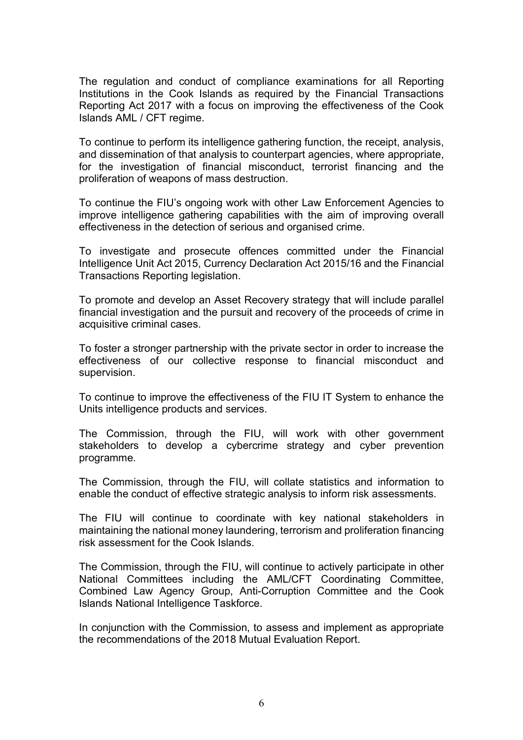The regulation and conduct of compliance examinations for all Reporting Institutions in the Cook Islands as required by the Financial Transactions Reporting Act 2017 with a focus on improving the effectiveness of the Cook Islands AML / CFT regime.

To continue to perform its intelligence gathering function, the receipt, analysis, and dissemination of that analysis to counterpart agencies, where appropriate, for the investigation of financial misconduct, terrorist financing and the proliferation of weapons of mass destruction.

To continue the FIU's ongoing work with other Law Enforcement Agencies to improve intelligence gathering capabilities with the aim of improving overall effectiveness in the detection of serious and organised crime.

To investigate and prosecute offences committed under the Financial Intelligence Unit Act 2015, Currency Declaration Act 2015/16 and the Financial Transactions Reporting legislation.

To promote and develop an Asset Recovery strategy that will include parallel financial investigation and the pursuit and recovery of the proceeds of crime in acquisitive criminal cases.

To foster a stronger partnership with the private sector in order to increase the effectiveness of our collective response to financial misconduct and supervision.

To continue to improve the effectiveness of the FIU IT System to enhance the Units intelligence products and services.

The Commission, through the FIU, will work with other government stakeholders to develop a cybercrime strategy and cyber prevention programme.

The Commission, through the FIU, will collate statistics and information to enable the conduct of effective strategic analysis to inform risk assessments.

The FIU will continue to coordinate with key national stakeholders in maintaining the national money laundering, terrorism and proliferation financing risk assessment for the Cook Islands.

The Commission, through the FIU, will continue to actively participate in other National Committees including the AML/CFT Coordinating Committee, Combined Law Agency Group, Anti-Corruption Committee and the Cook Islands National Intelligence Taskforce.

In conjunction with the Commission, to assess and implement as appropriate the recommendations of the 2018 Mutual Evaluation Report.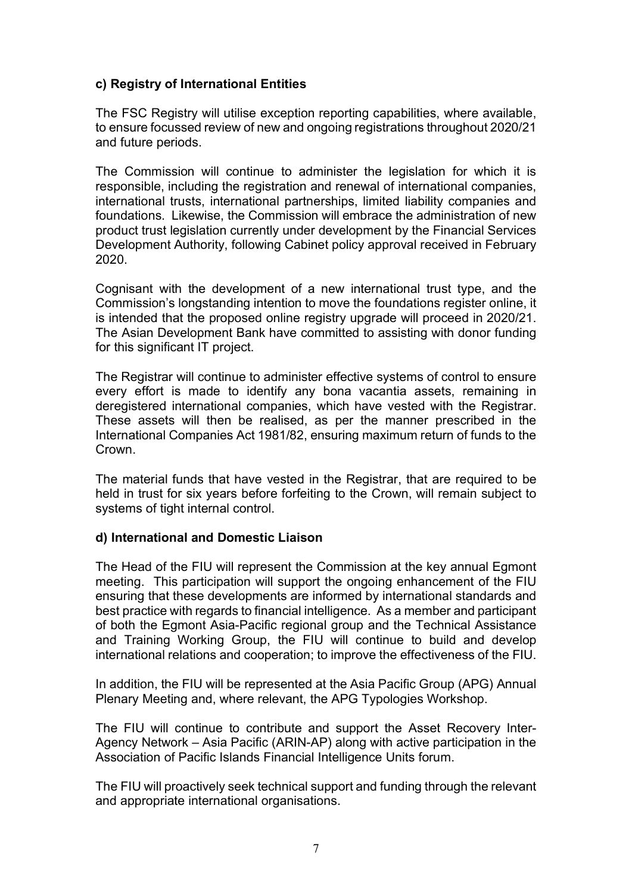**c) Registry of International Entities**

The FSC Registry will utilise exception reporting capabilities, where available, to ensure focussed review of new and ongoing registrations throughout 2020/21 and future periods.

The Commission will continue to administer the legislation for which it is responsible, including the registration and renewal of international companies, international trusts, international partnerships, limited liability companies and foundations. Likewise, the Commission will embrace the administration of new product trust legislation currently under development by the Financial Services Development Authority, following Cabinet policy approval received in February 2020.

Cognisant with the development of a new international trust type, and the Commission's longstanding intention to move the foundations register online, it is intended that the proposed online registry upgrade will proceed in 2020/21. The Asian Development Bank have committed to assisting with donor funding for this significant IT project.

The Registrar will continue to administer effective systems of control to ensure every effort is made to identify any bona vacantia assets, remaining in deregistered international companies, which have vested with the Registrar. These assets will then be realised, as per the manner prescribed in the International Companies Act 1981/82, ensuring maximum return of funds to the Crown.

The material funds that have vested in the Registrar, that are required to be held in trust for six years before forfeiting to the Crown, will remain subject to systems of tight internal control.

**d) International and Domestic Liaison**

The Head of the FIU will represent the Commission at the key annual Egmont meeting. This participation will support the ongoing enhancement of the FIU ensuring that these developments are informed by international standards and best practice with regards to financial intelligence. As a member and participant of both the Egmont Asia-Pacific regional group and the Technical Assistance and Training Working Group, the FIU will continue to build and develop international relations and cooperation; to improve the effectiveness of the FIU.

In addition, the FIU will be represented at the Asia Pacific Group (APG) Annual Plenary Meeting and, where relevant, the APG Typologies Workshop.

The FIU will continue to contribute and support the Asset Recovery Inter-Agency Network – Asia Pacific (ARIN-AP) along with active participation in the Association of Pacific Islands Financial Intelligence Units forum.

The FIU will proactively seek technical support and funding through the relevant and appropriate international organisations.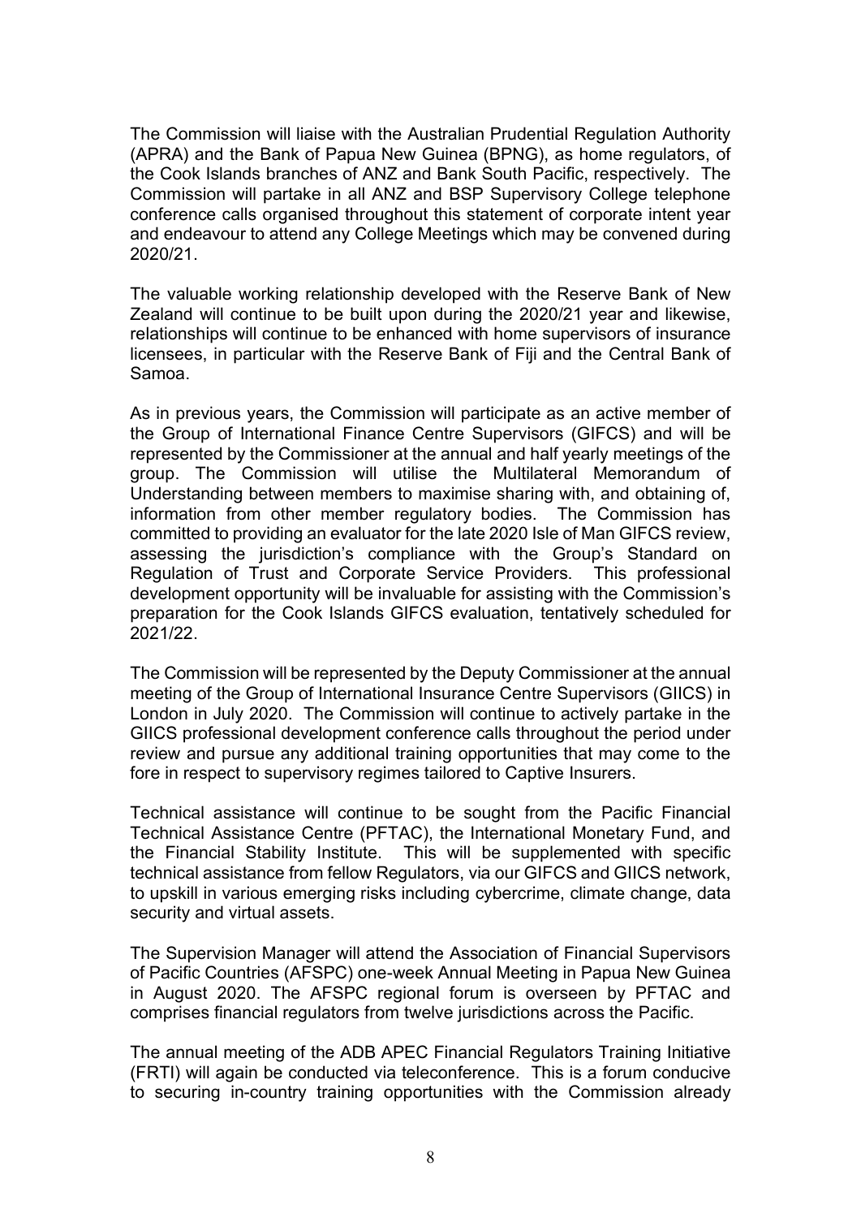The Commission will liaise with the Australian Prudential Regulation Authority (APRA) and the Bank of Papua New Guinea (BPNG), as home regulators, of the Cook Islands branches of ANZ and Bank South Pacific, respectively. The Commission will partake in all ANZ and BSP Supervisory College telephone conference calls organised throughout this statement of corporate intent year and endeavour to attend any College Meetings which may be convened during 2020/21.

The valuable working relationship developed with the Reserve Bank of New Zealand will continue to be built upon during the 2020/21 year and likewise, relationships will continue to be enhanced with home supervisors of insurance licensees, in particular with the Reserve Bank of Fiji and the Central Bank of Samoa.

As in previous years, the Commission will participate as an active member of the Group of International Finance Centre Supervisors (GIFCS) and will be represented by the Commissioner at the annual and half yearly meetings of the group. The Commission will utilise the Multilateral Memorandum of Understanding between members to maximise sharing with, and obtaining of, information from other member regulatory bodies. The Commission has committed to providing an evaluator for the late 2020 Isle of Man GIFCS review, assessing the jurisdiction's compliance with the Group's Standard on Regulation of Trust and Corporate Service Providers. This professional development opportunity will be invaluable for assisting with the Commission's preparation for the Cook Islands GIFCS evaluation, tentatively scheduled for 2021/22.

The Commission will be represented by the Deputy Commissioner at the annual meeting of the Group of International Insurance Centre Supervisors (GIICS) in London in July 2020. The Commission will continue to actively partake in the GIICS professional development conference calls throughout the period under review and pursue any additional training opportunities that may come to the fore in respect to supervisory regimes tailored to Captive Insurers.

Technical assistance will continue to be sought from the Pacific Financial Technical Assistance Centre (PFTAC), the International Monetary Fund, and the Financial Stability Institute. This will be supplemented with specific technical assistance from fellow Regulators, via our GIFCS and GIICS network, to upskill in various emerging risks including cybercrime, climate change, data security and virtual assets.

The Supervision Manager will attend the Association of Financial Supervisors of Pacific Countries (AFSPC) one-week Annual Meeting in Papua New Guinea in August 2020. The AFSPC regional forum is overseen by PFTAC and comprises financial regulators from twelve jurisdictions across the Pacific.

The annual meeting of the ADB APEC Financial Regulators Training Initiative (FRTI) will again be conducted via teleconference. This is a forum conducive to securing in-country training opportunities with the Commission already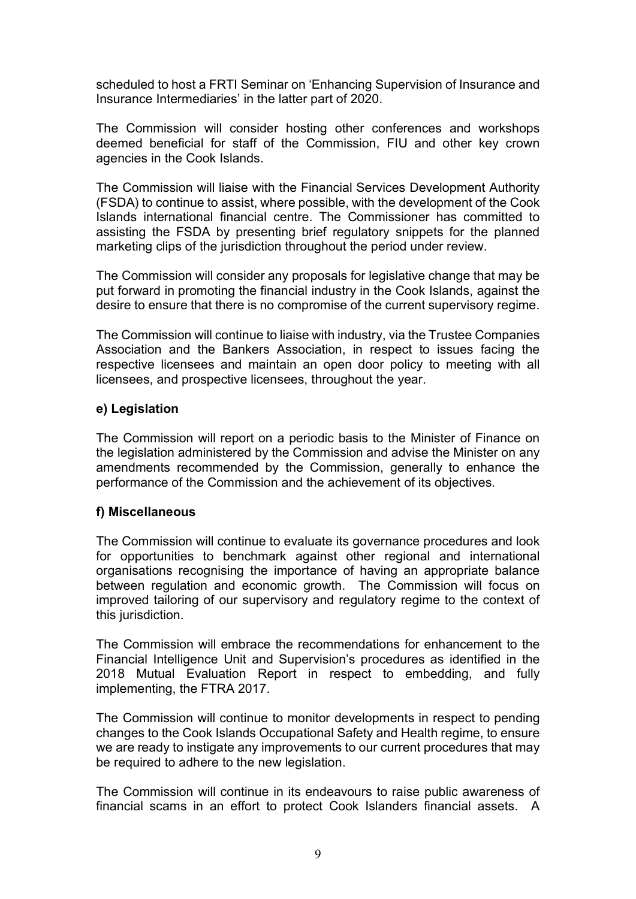scheduled to host a FRTI Seminar on 'Enhancing Supervision of Insurance and Insurance Intermediaries' in the latter part of 2020.

The Commission will consider hosting other conferences and workshops deemed beneficial for staff of the Commission, FIU and other key crown agencies in the Cook Islands.

The Commission will liaise with the Financial Services Development Authority (FSDA) to continue to assist, where possible, with the development of the Cook Islands international financial centre. The Commissioner has committed to assisting the FSDA by presenting brief regulatory snippets for the planned marketing clips of the jurisdiction throughout the period under review.

The Commission will consider any proposals for legislative change that may be put forward in promoting the financial industry in the Cook Islands, against the desire to ensure that there is no compromise of the current supervisory regime.

The Commission will continue to liaise with industry, via the Trustee Companies Association and the Bankers Association, in respect to issues facing the respective licensees and maintain an open door policy to meeting with all licensees, and prospective licensees, throughout the year.

**e) Legislation**

The Commission will report on a periodic basis to the Minister of Finance on the legislation administered by the Commission and advise the Minister on any amendments recommended by the Commission, generally to enhance the performance of the Commission and the achievement of its objectives.

**f) Miscellaneous**

The Commission will continue to evaluate its governance procedures and look for opportunities to benchmark against other regional and international organisations recognising the importance of having an appropriate balance between regulation and economic growth. The Commission will focus on improved tailoring of our supervisory and regulatory regime to the context of this jurisdiction.

The Commission will embrace the recommendations for enhancement to the Financial Intelligence Unit and Supervision's procedures as identified in the 2018 Mutual Evaluation Report in respect to embedding, and fully implementing, the FTRA 2017.

The Commission will continue to monitor developments in respect to pending changes to the Cook Islands Occupational Safety and Health regime, to ensure we are ready to instigate any improvements to our current procedures that may be required to adhere to the new legislation.

The Commission will continue in its endeavours to raise public awareness of financial scams in an effort to protect Cook Islanders financial assets. A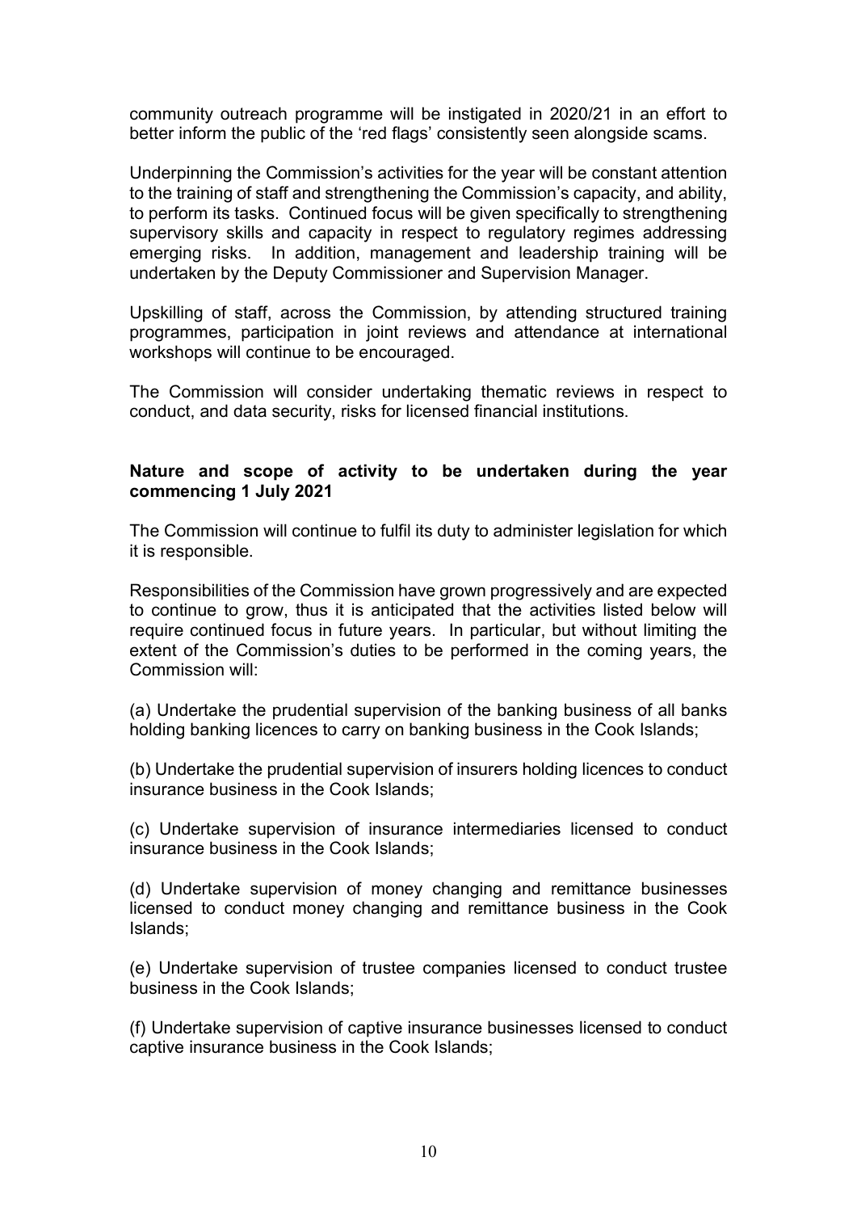community outreach programme will be instigated in 2020/21 in an effort to better inform the public of the 'red flags' consistently seen alongside scams.

Underpinning the Commission's activities for the year will be constant attention to the training of staff and strengthening the Commission's capacity, and ability, to perform its tasks. Continued focus will be given specifically to strengthening supervisory skills and capacity in respect to regulatory regimes addressing emerging risks. In addition, management and leadership training will be undertaken by the Deputy Commissioner and Supervision Manager.

Upskilling of staff, across the Commission, by attending structured training programmes, participation in joint reviews and attendance at international workshops will continue to be encouraged.

The Commission will consider undertaking thematic reviews in respect to conduct, and data security, risks for licensed financial institutions.

**Nature and scope of activity to be undertaken during the year commencing 1 July 2021**

The Commission will continue to fulfil its duty to administer legislation for which it is responsible.

Responsibilities of the Commission have grown progressively and are expected to continue to grow, thus it is anticipated that the activities listed below will require continued focus in future years. In particular, but without limiting the extent of the Commission's duties to be performed in the coming years, the Commission will:

(a) Undertake the prudential supervision of the banking business of all banks holding banking licences to carry on banking business in the Cook Islands;

(b) Undertake the prudential supervision of insurers holding licences to conduct insurance business in the Cook Islands;

(c) Undertake supervision of insurance intermediaries licensed to conduct insurance business in the Cook Islands;

(d) Undertake supervision of money changing and remittance businesses licensed to conduct money changing and remittance business in the Cook Islands;

(e) Undertake supervision of trustee companies licensed to conduct trustee business in the Cook Islands;

(f) Undertake supervision of captive insurance businesses licensed to conduct captive insurance business in the Cook Islands;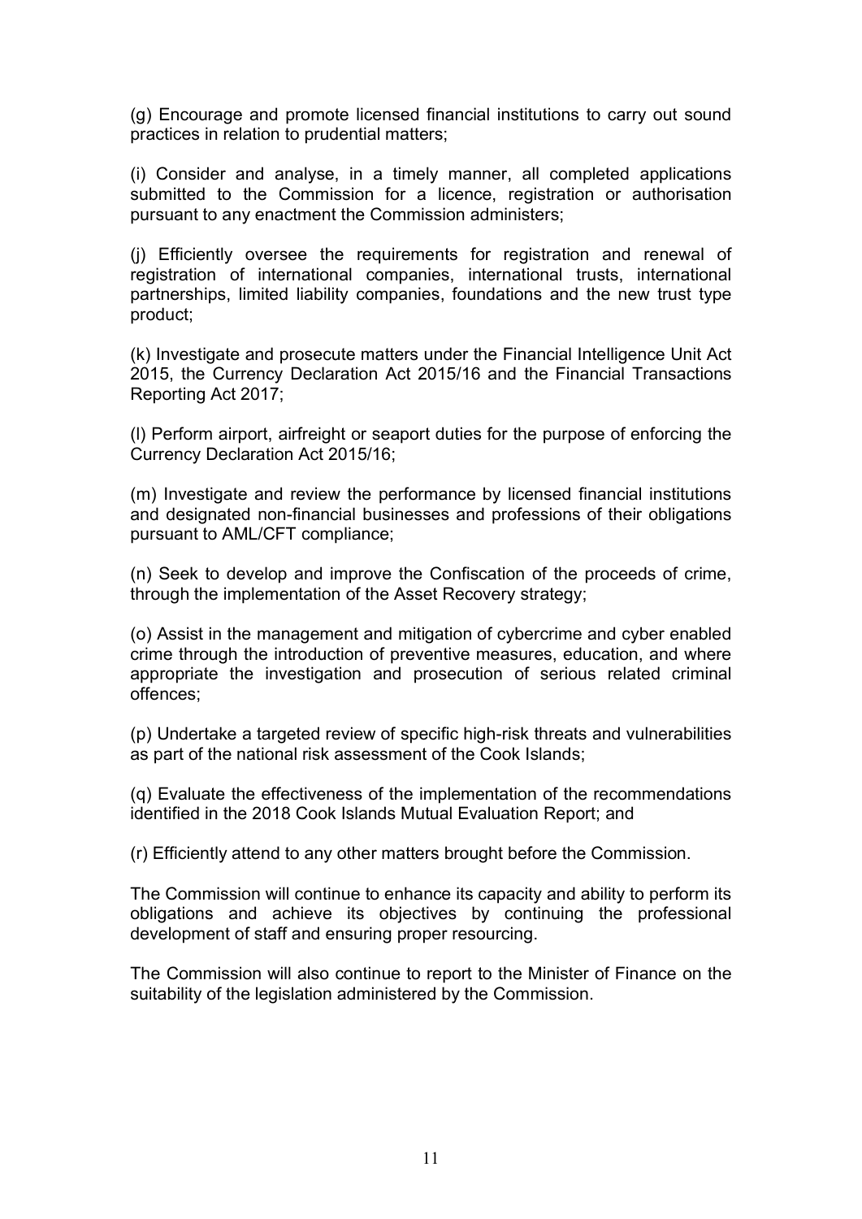(g) Encourage and promote licensed financial institutions to carry out sound practices in relation to prudential matters;

(i) Consider and analyse, in a timely manner, all completed applications submitted to the Commission for a licence, registration or authorisation pursuant to any enactment the Commission administers;

(j) Efficiently oversee the requirements for registration and renewal of registration of international companies, international trusts, international partnerships, limited liability companies, foundations and the new trust type product;

(k) Investigate and prosecute matters under the Financial Intelligence Unit Act 2015, the Currency Declaration Act 2015/16 and the Financial Transactions Reporting Act 2017;

(l) Perform airport, airfreight or seaport duties for the purpose of enforcing the Currency Declaration Act 2015/16;

(m) Investigate and review the performance by licensed financial institutions and designated non-financial businesses and professions of their obligations pursuant to AML/CFT compliance;

(n) Seek to develop and improve the Confiscation of the proceeds of crime, through the implementation of the Asset Recovery strategy;

(o) Assist in the management and mitigation of cybercrime and cyber enabled crime through the introduction of preventive measures, education, and where appropriate the investigation and prosecution of serious related criminal offences;

(p) Undertake a targeted review of specific high-risk threats and vulnerabilities as part of the national risk assessment of the Cook Islands;

(q) Evaluate the effectiveness of the implementation of the recommendations identified in the 2018 Cook Islands Mutual Evaluation Report; and

(r) Efficiently attend to any other matters brought before the Commission.

The Commission will continue to enhance its capacity and ability to perform its obligations and achieve its objectives by continuing the professional development of staff and ensuring proper resourcing.

The Commission will also continue to report to the Minister of Finance on the suitability of the legislation administered by the Commission.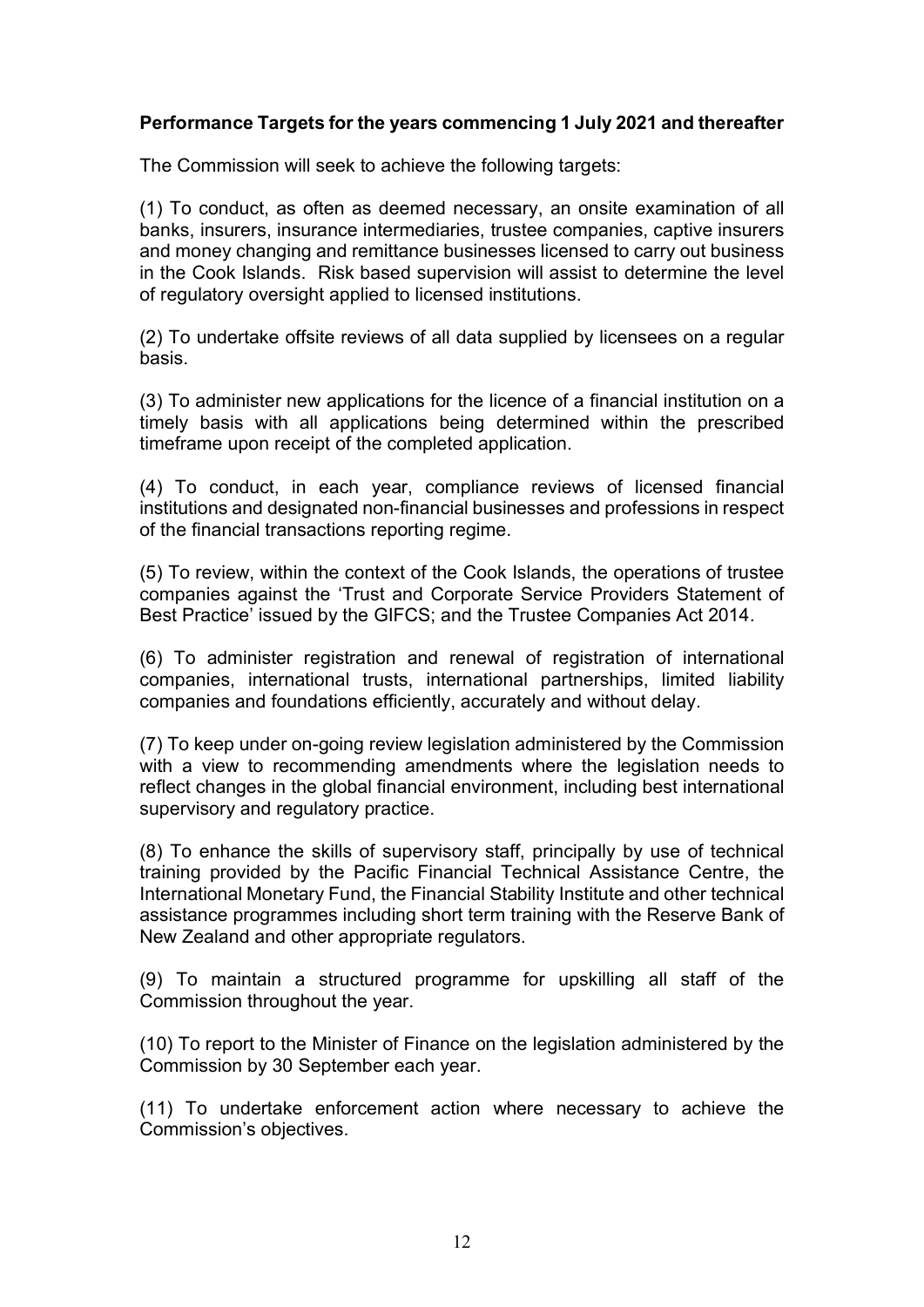**Performance Targets for the years commencing 1 July 2021 and thereafter**

The Commission will seek to achieve the following targets:

(1) To conduct, as often as deemed necessary, an onsite examination of all banks, insurers, insurance intermediaries, trustee companies, captive insurers and money changing and remittance businesses licensed to carry out business in the Cook Islands. Risk based supervision will assist to determine the level of regulatory oversight applied to licensed institutions.

(2) To undertake offsite reviews of all data supplied by licensees on a regular basis.

(3) To administer new applications for the licence of a financial institution on a timely basis with all applications being determined within the prescribed timeframe upon receipt of the completed application.

(4) To conduct, in each year, compliance reviews of licensed financial institutions and designated non-financial businesses and professions in respect of the financial transactions reporting regime.

(5) To review, within the context of the Cook Islands, the operations of trustee companies against the 'Trust and Corporate Service Providers Statement of Best Practice' issued by the GIFCS; and the Trustee Companies Act 2014.

(6) To administer registration and renewal of registration of international companies, international trusts, international partnerships, limited liability companies and foundations efficiently, accurately and without delay.

(7) To keep under on-going review legislation administered by the Commission with a view to recommending amendments where the legislation needs to reflect changes in the global financial environment, including best international supervisory and regulatory practice.

(8) To enhance the skills of supervisory staff, principally by use of technical training provided by the Pacific Financial Technical Assistance Centre, the International Monetary Fund, the Financial Stability Institute and other technical assistance programmes including short term training with the Reserve Bank of New Zealand and other appropriate regulators.

(9) To maintain a structured programme for upskilling all staff of the Commission throughout the year.

(10) To report to the Minister of Finance on the legislation administered by the Commission by 30 September each year.

(11) To undertake enforcement action where necessary to achieve the Commission's objectives.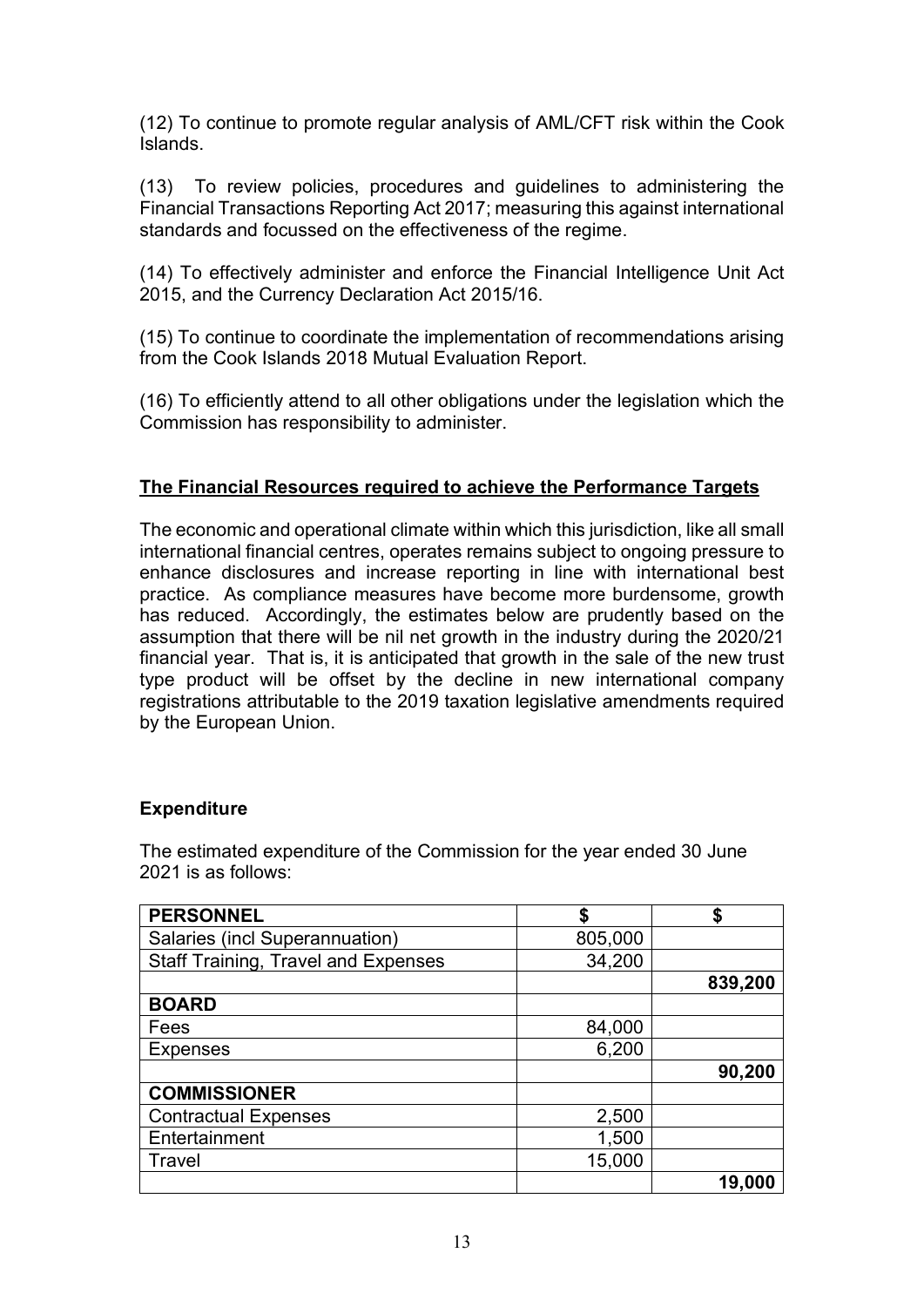(12) To continue to promote regular analysis of AML/CFT risk within the Cook Islands.

(13) To review policies, procedures and guidelines to administering the Financial Transactions Reporting Act 2017; measuring this against international standards and focussed on the effectiveness of the regime.

(14) To effectively administer and enforce the Financial Intelligence Unit Act 2015, and the Currency Declaration Act 2015/16.

(15) To continue to coordinate the implementation of recommendations arising from the Cook Islands 2018 Mutual Evaluation Report.

(16) To efficiently attend to all other obligations under the legislation which the Commission has responsibility to administer.

## <u>The Financial Resources required to achieve the Performance Targets</u>

The economic and operational climate within which this jurisdiction, like all small international financial centres, operates remains subject to ongoing pressure to enhance disclosures and increase reporting in line with international best practice. As compliance measures have become more burdensome, growth has reduced. Accordingly, the estimates below are prudently based on the assumption that there will be nil net growth in the industry during the 2020/21 financial year. That is, it is anticipated that growth in the sale of the new trust type product will be offset by the decline in new international company registrations attributable to the 2019 taxation legislative amendments required by the European Union.

### Expenditure

The estimated expenditure of the Commission for the year ended 30 June 2021 is as follows:

| **PERSONNEL** | **$** | **$** |
|---|---|---|
| Salaries (incl Superannuation) | 805,000 | |
| Staff Training, Travel and Expenses | 34,200 | |
| | | **839,200** |
| **BOARD** | | |
| Fees | 84,000 | |
| Expenses | 6,200 | |
| | | **90,200** |
| **COMMISSIONER** | | |
| Contractual Expenses | 2,500 | |
| Entertainment | 1,500 | |
| Travel | 15,000 | |
| | | **19,000** |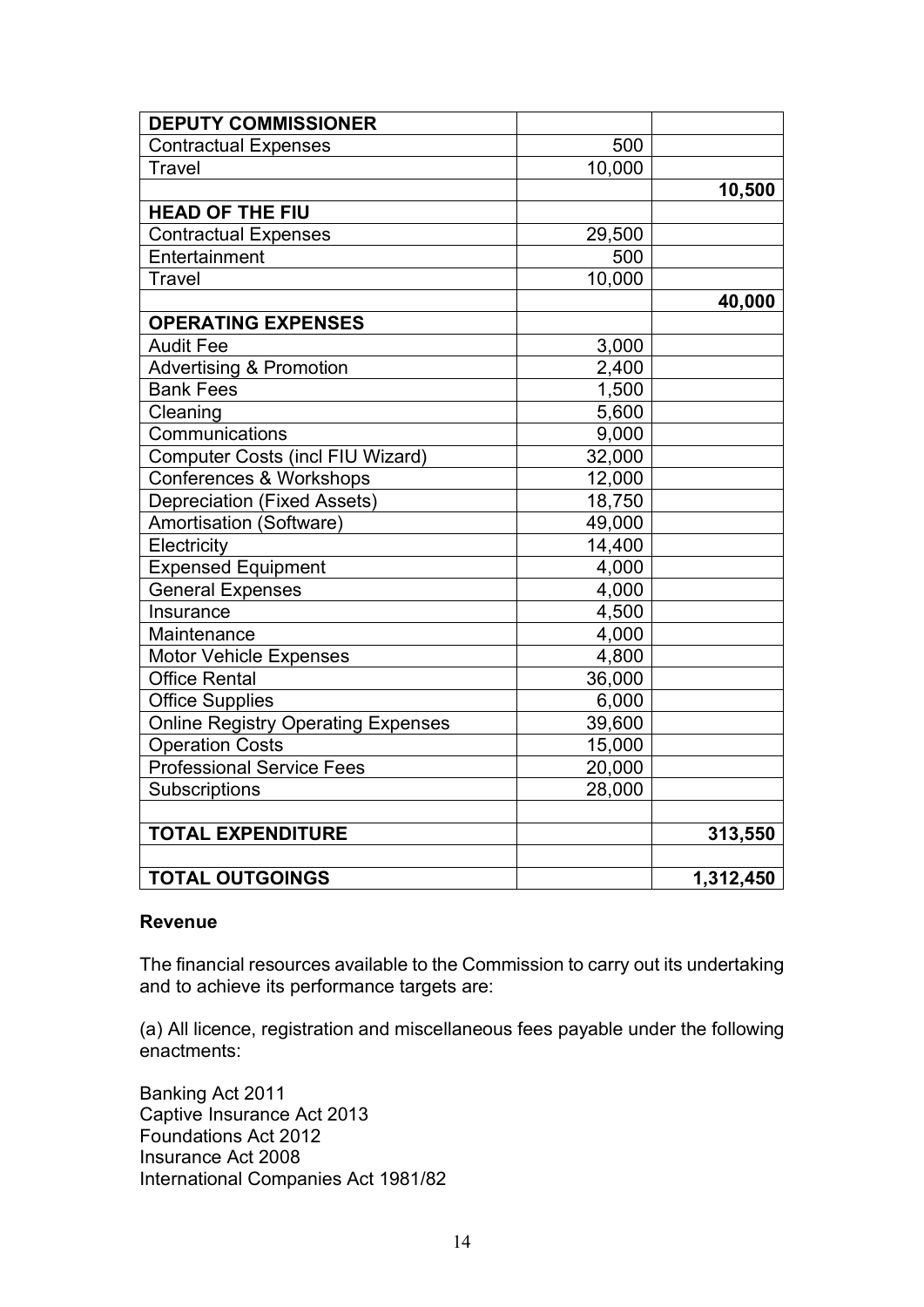| DEPUTY COMMISSIONER | | |
|---|---|---|
| Contractual Expenses | 500 | |
| Travel | 10,000 | |
| | | **10,500** |
| **HEAD OF THE FIU** | | |
| Contractual Expenses | 29,500 | |
| Entertainment | 500 | |
| Travel | 10,000 | |
| | | **40,000** |
| **OPERATING EXPENSES** | | |
| Audit Fee | 3,000 | |
| Advertising & Promotion | 2,400 | |
| Bank Fees | 1,500 | |
| Cleaning | 5,600 | |
| Communications | 9,000 | |
| Computer Costs (incl FIU Wizard) | 32,000 | |
| Conferences & Workshops | 12,000 | |
| Depreciation (Fixed Assets) | 18,750 | |
| Amortisation (Software) | 49,000 | |
| Electricity | 14,400 | |
| Expensed Equipment | 4,000 | |
| General Expenses | 4,000 | |
| Insurance | 4,500 | |
| Maintenance | 4,000 | |
| Motor Vehicle Expenses | 4,800 | |
| Office Rental | 36,000 | |
| Office Supplies | 6,000 | |
| Online Registry Operating Expenses | 39,600 | |
| Operation Costs | 15,000 | |
| Professional Service Fees | 20,000 | |
| Subscriptions | 28,000 | |
| | | |
| **TOTAL EXPENDITURE** | | **313,550** |
| | | |
| **TOTAL OUTGOINGS** | | **1,312,450** |

**Revenue**

The financial resources available to the Commission to carry out its undertaking and to achieve its performance targets are:

(a) All licence, registration and miscellaneous fees payable under the following enactments:

Banking Act 2011
Captive Insurance Act 2013
Foundations Act 2012
Insurance Act 2008
International Companies Act 1981/82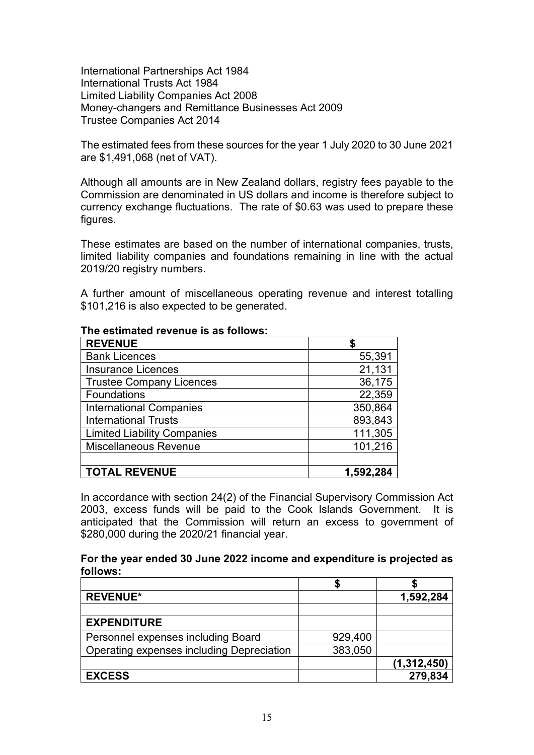International Partnerships Act 1984
International Trusts Act 1984
Limited Liability Companies Act 2008
Money-changers and Remittance Businesses Act 2009
Trustee Companies Act 2014

The estimated fees from these sources for the year 1 July 2020 to 30 June 2021 are $1,491,068 (net of VAT).

Although all amounts are in New Zealand dollars, registry fees payable to the Commission are denominated in US dollars and income is therefore subject to currency exchange fluctuations. The rate of $0.63 was used to prepare these figures.

These estimates are based on the number of international companies, trusts, limited liability companies and foundations remaining in line with the actual 2019/20 registry numbers.

A further amount of miscellaneous operating revenue and interest totalling $101,216 is also expected to be generated.

**The estimated revenue is as follows:**

| REVENUE | $ |
|---|---:|
| Bank Licences | 55,391 |
| Insurance Licences | 21,131 |
| Trustee Company Licences | 36,175 |
| Foundations | 22,359 |
| International Companies | 350,864 |
| International Trusts | 893,843 |
| Limited Liability Companies | 111,305 |
| Miscellaneous Revenue | 101,216 |
| | |
| **TOTAL REVENUE** | **1,592,284** |

In accordance with section 24(2) of the Financial Supervisory Commission Act 2003, excess funds will be paid to the Cook Islands Government. It is anticipated that the Commission will return an excess to government of $280,000 during the 2020/21 financial year.

**For the year ended 30 June 2022 income and expenditure is projected as follows:**

| | $ | $ |
|---|---:|---:|
| **REVENUE*** | | **1,592,284** |
| | | |
| **EXPENDITURE** | | |
| Personnel expenses including Board | 929,400 | |
| Operating expenses including Depreciation | 383,050 | |
| | | **(1,312,450)** |
| **EXCESS** | | **279,834** |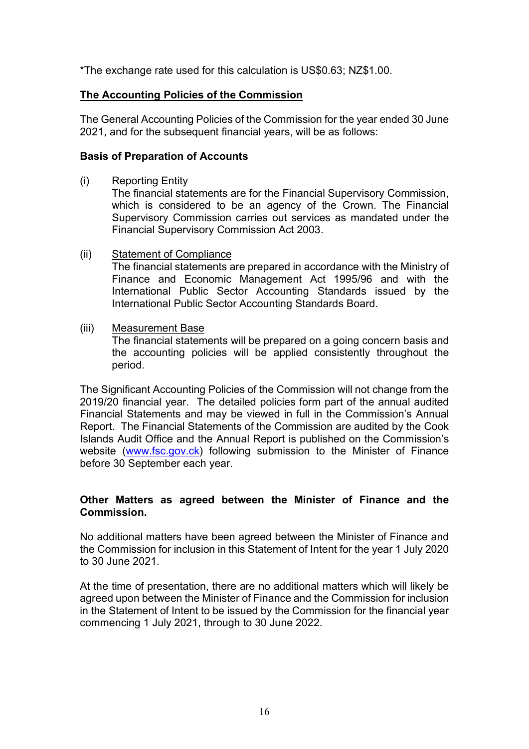*The exchange rate used for this calculation is US$0.63; NZ$1.00.

## The Accounting Policies of the Commission

The General Accounting Policies of the Commission for the year ended 30 June 2021, and for the subsequent financial years, will be as follows:

### Basis of Preparation of Accounts

(i) Reporting Entity
The financial statements are for the Financial Supervisory Commission, which is considered to be an agency of the Crown. The Financial Supervisory Commission carries out services as mandated under the Financial Supervisory Commission Act 2003.

(ii) Statement of Compliance
The financial statements are prepared in accordance with the Ministry of Finance and Economic Management Act 1995/96 and with the International Public Sector Accounting Standards issued by the International Public Sector Accounting Standards Board.

(iii) Measurement Base
The financial statements will be prepared on a going concern basis and the accounting policies will be applied consistently throughout the period.

The Significant Accounting Policies of the Commission will not change from the 2019/20 financial year. The detailed policies form part of the annual audited Financial Statements and may be viewed in full in the Commission's Annual Report. The Financial Statements of the Commission are audited by the Cook Islands Audit Office and the Annual Report is published on the Commission's website (www.fsc.gov.ck) following submission to the Minister of Finance before 30 September each year.

### Other Matters as agreed between the Minister of Finance and the Commission.

No additional matters have been agreed between the Minister of Finance and the Commission for inclusion in this Statement of Intent for the year 1 July 2020 to 30 June 2021.

At the time of presentation, there are no additional matters which will likely be agreed upon between the Minister of Finance and the Commission for inclusion in the Statement of Intent to be issued by the Commission for the financial year commencing 1 July 2021, through to 30 June 2022.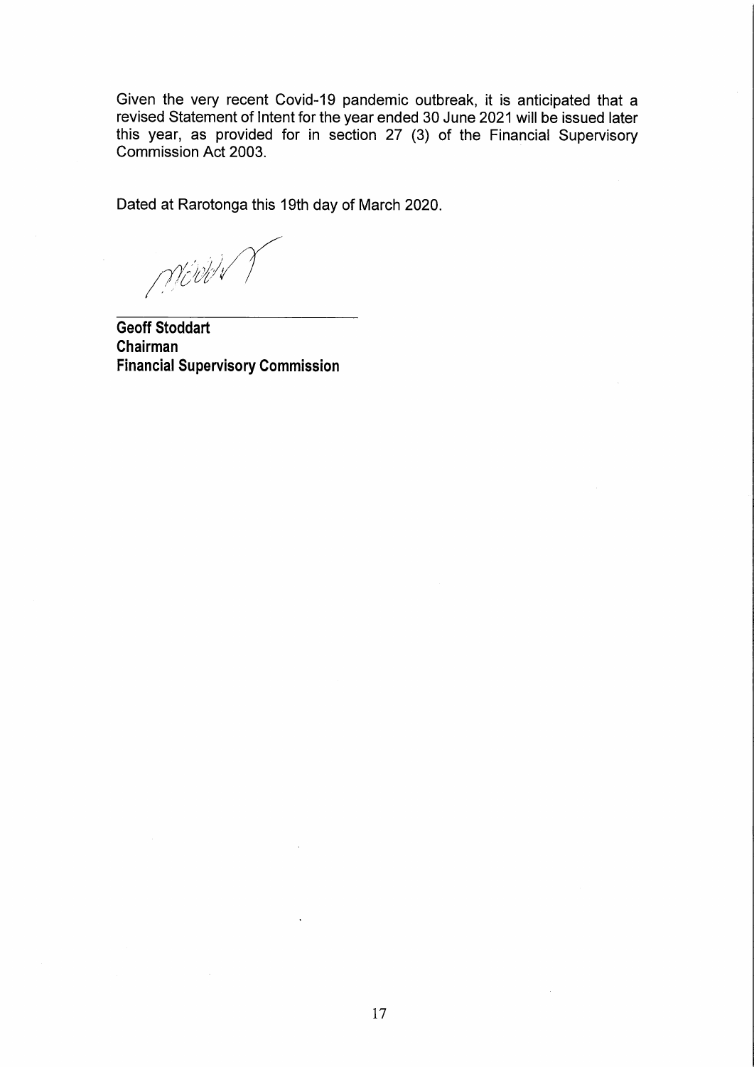Given the very recent Covid-19 pandemic outbreak, it is anticipated that a revised Statement of Intent for the year ended 30 June 2021 will be issued later this year, as provided for in section 27 (3) of the Financial Supervisory Commission Act 2003.

Dated at Rarotonga this 19th day of March 2020.

**Geoff Stoddart**
**Chairman**
**Financial Supervisory Commission**